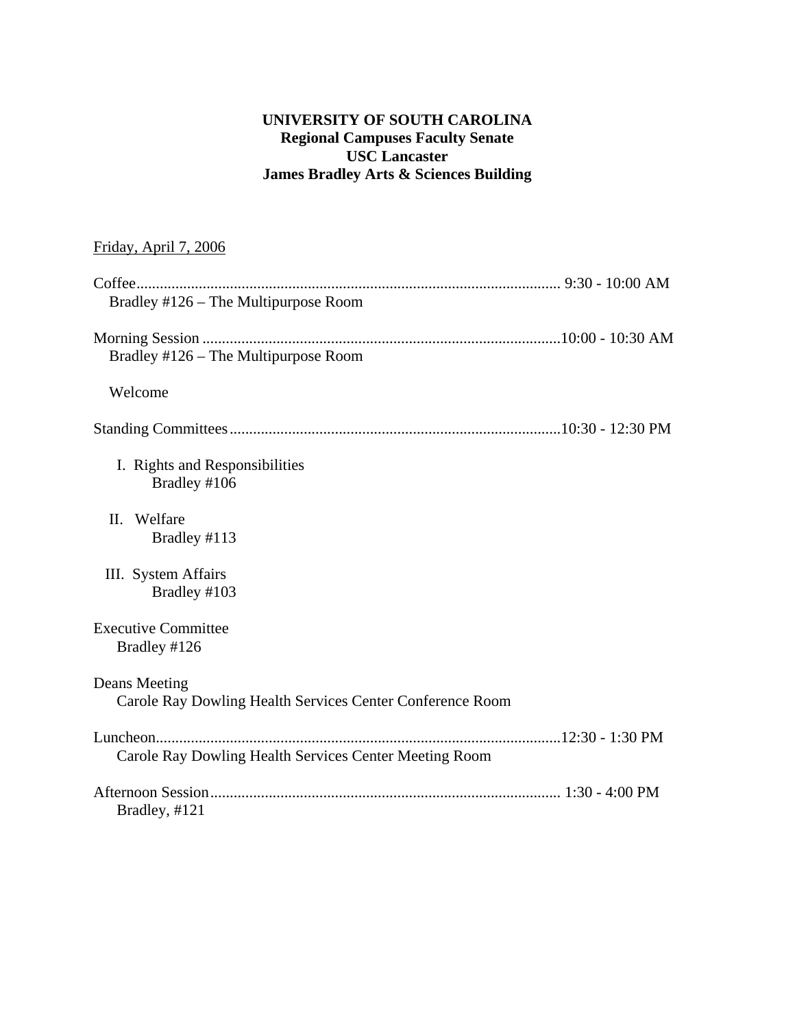**UNIVERSITY OF SOUTH CAROLINA**
**Regional Campuses Faculty Senate**
**USC Lancaster**
**James Bradley Arts & Sciences Building**

Friday, April 7, 2006

Coffee............................................................................................................ 9:30 - 10:00 AM
Bradley #126 – The Multipurpose Room

Morning Session ...........................................................................................10:00 - 10:30 AM
Bradley #126 – The Multipurpose Room

Welcome

Standing Committees....................................................................................10:30 - 12:30 PM

I. Rights and Responsibilities
Bradley #106

II. Welfare
Bradley #113

III. System Affairs
Bradley #103

Executive Committee
Bradley #126

Deans Meeting
Carole Ray Dowling Health Services Center Conference Room

Luncheon.......................................................................................................12:30 - 1:30 PM
Carole Ray Dowling Health Services Center Meeting Room

Afternoon Session......................................................................................... 1:30 - 4:00 PM
Bradley, #121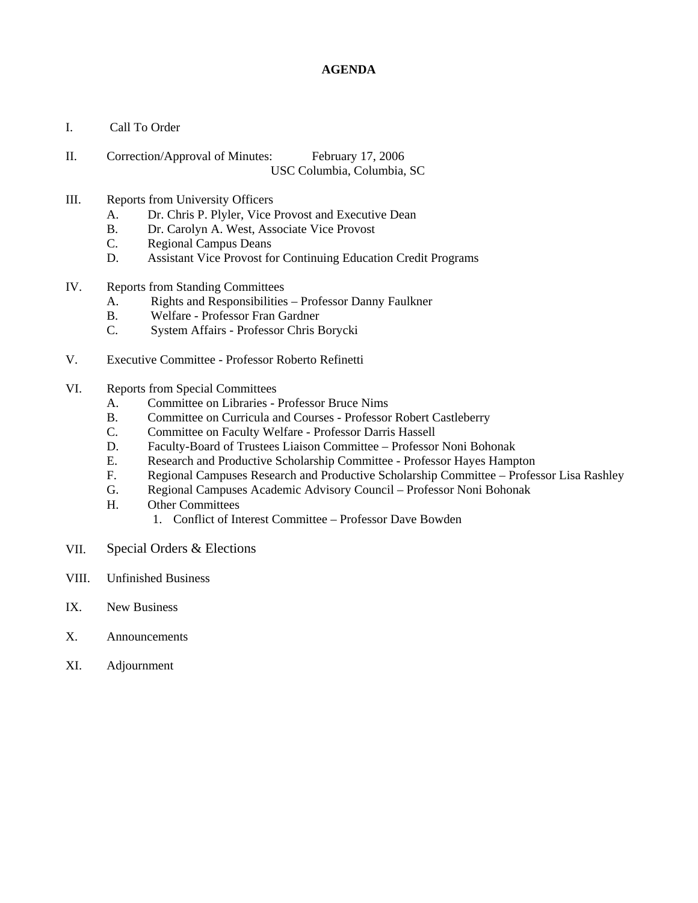# AGENDA

I. Call To Order

II. Correction/Approval of Minutes: February 17, 2006
USC Columbia, Columbia, SC

III. Reports from University Officers
  A. Dr. Chris P. Plyler, Vice Provost and Executive Dean
  B. Dr. Carolyn A. West, Associate Vice Provost
  C. Regional Campus Deans
  D. Assistant Vice Provost for Continuing Education Credit Programs

IV. Reports from Standing Committees
  A. Rights and Responsibilities – Professor Danny Faulkner
  B. Welfare - Professor Fran Gardner
  C. System Affairs - Professor Chris Borycki

V. Executive Committee - Professor Roberto Refinetti

VI. Reports from Special Committees
  A. Committee on Libraries - Professor Bruce Nims
  B. Committee on Curricula and Courses - Professor Robert Castleberry
  C. Committee on Faculty Welfare - Professor Darris Hassell
  D. Faculty-Board of Trustees Liaison Committee – Professor Noni Bohonak
  E. Research and Productive Scholarship Committee - Professor Hayes Hampton
  F. Regional Campuses Research and Productive Scholarship Committee – Professor Lisa Rashley
  G. Regional Campuses Academic Advisory Council – Professor Noni Bohonak
  H. Other Committees
    1. Conflict of Interest Committee – Professor Dave Bowden

VII. Special Orders & Elections

VIII. Unfinished Business

IX. New Business

X. Announcements

XI. Adjournment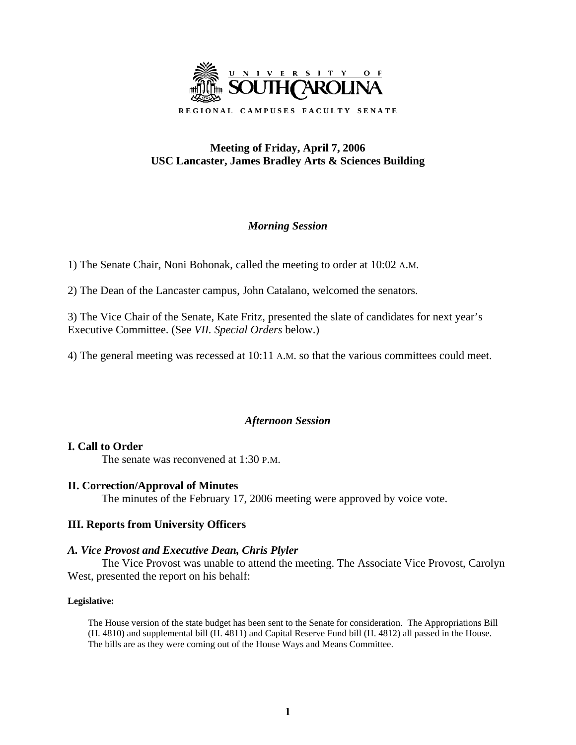UNIVERSITY OF SOUTH CAROLINA

REGIONAL CAMPUSES FACULTY SENATE

**Meeting of Friday, April 7, 2006**
**USC Lancaster, James Bradley Arts & Sciences Building**

### *Morning Session*

1) The Senate Chair, Noni Bohonak, called the meeting to order at 10:02 A.M.

2) The Dean of the Lancaster campus, John Catalano, welcomed the senators.

3) The Vice Chair of the Senate, Kate Fritz, presented the slate of candidates for next year's Executive Committee. (See *VII. Special Orders* below.)

4) The general meeting was recessed at 10:11 A.M. so that the various committees could meet.

### *Afternoon Session*

## I. Call to Order

The senate was reconvened at 1:30 P.M.

## II. Correction/Approval of Minutes

The minutes of the February 17, 2006 meeting were approved by voice vote.

## III. Reports from University Officers

### *A. Vice Provost and Executive Dean, Chris Plyler*

The Vice Provost was unable to attend the meeting. The Associate Vice Provost, Carolyn West, presented the report on his behalf:

**Legislative:**

The House version of the state budget has been sent to the Senate for consideration. The Appropriations Bill (H. 4810) and supplemental bill (H. 4811) and Capital Reserve Fund bill (H. 4812) all passed in the House. The bills are as they were coming out of the House Ways and Means Committee.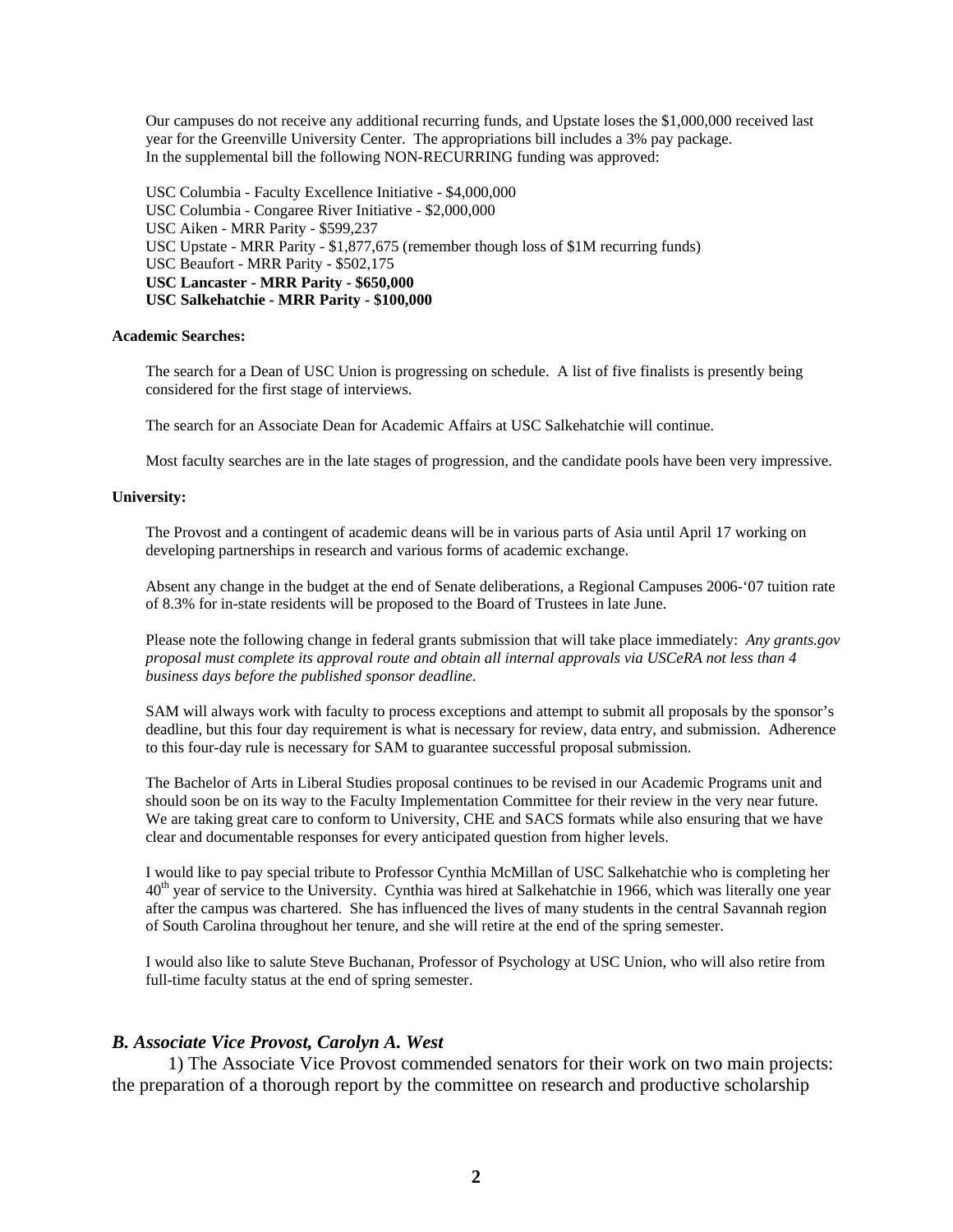Our campuses do not receive any additional recurring funds, and Upstate loses the $1,000,000 received last year for the Greenville University Center. The appropriations bill includes a 3% pay package. In the supplemental bill the following NON-RECURRING funding was approved:

USC Columbia - Faculty Excellence Initiative - $4,000,000
USC Columbia - Congaree River Initiative - $2,000,000
USC Aiken - MRR Parity - $599,237
USC Upstate - MRR Parity - $1,877,675 (remember though loss of $1M recurring funds)
USC Beaufort - MRR Parity - $502,175
**USC Lancaster - MRR Parity - $650,000**
**USC Salkehatchie - MRR Parity - $100,000**

**Academic Searches:**

The search for a Dean of USC Union is progressing on schedule. A list of five finalists is presently being considered for the first stage of interviews.

The search for an Associate Dean for Academic Affairs at USC Salkehatchie will continue.

Most faculty searches are in the late stages of progression, and the candidate pools have been very impressive.

**University:**

The Provost and a contingent of academic deans will be in various parts of Asia until April 17 working on developing partnerships in research and various forms of academic exchange.

Absent any change in the budget at the end of Senate deliberations, a Regional Campuses 2006-'07 tuition rate of 8.3% for in-state residents will be proposed to the Board of Trustees in late June.

Please note the following change in federal grants submission that will take place immediately: *Any grants.gov proposal must complete its approval route and obtain all internal approvals via USCeRA not less than 4 business days before the published sponsor deadline.*

SAM will always work with faculty to process exceptions and attempt to submit all proposals by the sponsor's deadline, but this four day requirement is what is necessary for review, data entry, and submission. Adherence to this four-day rule is necessary for SAM to guarantee successful proposal submission.

The Bachelor of Arts in Liberal Studies proposal continues to be revised in our Academic Programs unit and should soon be on its way to the Faculty Implementation Committee for their review in the very near future. We are taking great care to conform to University, CHE and SACS formats while also ensuring that we have clear and documentable responses for every anticipated question from higher levels.

I would like to pay special tribute to Professor Cynthia McMillan of USC Salkehatchie who is completing her 40th year of service to the University. Cynthia was hired at Salkehatchie in 1966, which was literally one year after the campus was chartered. She has influenced the lives of many students in the central Savannah region of South Carolina throughout her tenure, and she will retire at the end of the spring semester.

I would also like to salute Steve Buchanan, Professor of Psychology at USC Union, who will also retire from full-time faculty status at the end of spring semester.

### *B. Associate Vice Provost, Carolyn A. West*

1) The Associate Vice Provost commended senators for their work on two main projects: the preparation of a thorough report by the committee on research and productive scholarship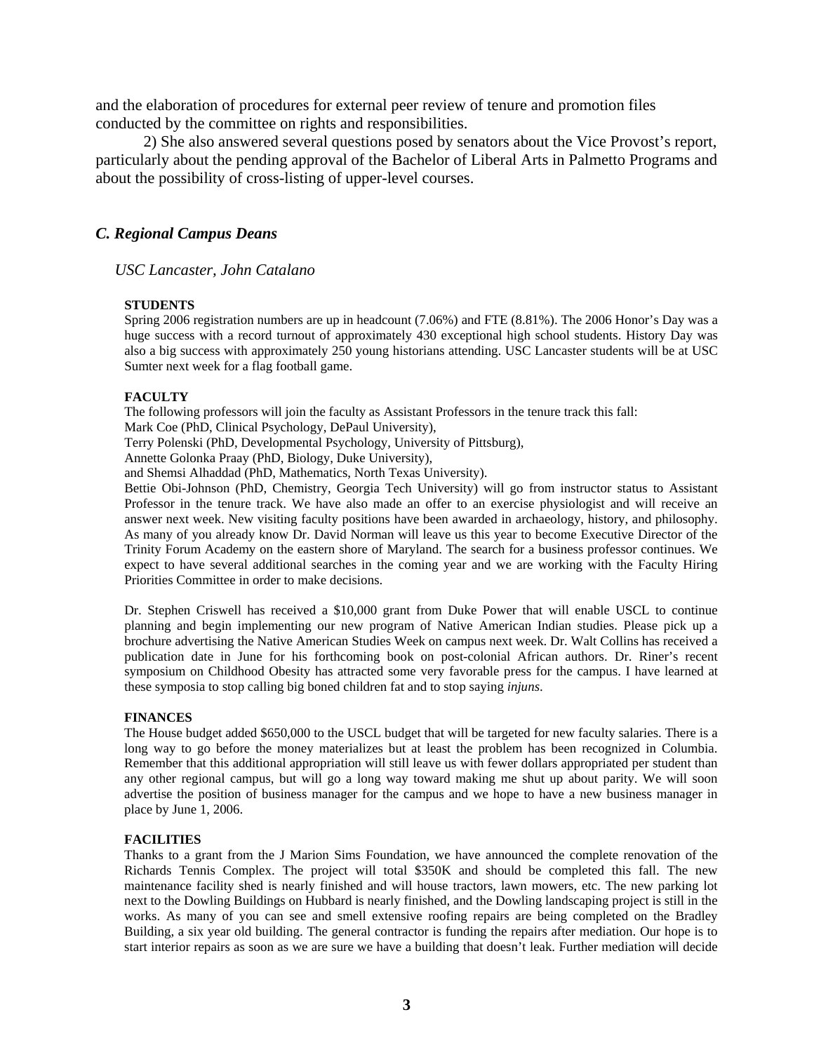and the elaboration of procedures for external peer review of tenure and promotion files conducted by the committee on rights and responsibilities.

2) She also answered several questions posed by senators about the Vice Provost's report, particularly about the pending approval of the Bachelor of Liberal Arts in Palmetto Programs and about the possibility of cross-listing of upper-level courses.

## *C. Regional Campus Deans*

### *USC Lancaster, John Catalano*

**STUDENTS**

Spring 2006 registration numbers are up in headcount (7.06%) and FTE (8.81%). The 2006 Honor's Day was a huge success with a record turnout of approximately 430 exceptional high school students. History Day was also a big success with approximately 250 young historians attending. USC Lancaster students will be at USC Sumter next week for a flag football game.

**FACULTY**

The following professors will join the faculty as Assistant Professors in the tenure track this fall:
Mark Coe (PhD, Clinical Psychology, DePaul University),
Terry Polenski (PhD, Developmental Psychology, University of Pittsburg),
Annette Golonka Praay (PhD, Biology, Duke University),
and Shemsi Alhaddad (PhD, Mathematics, North Texas University).
Bettie Obi-Johnson (PhD, Chemistry, Georgia Tech University) will go from instructor status to Assistant Professor in the tenure track. We have also made an offer to an exercise physiologist and will receive an answer next week. New visiting faculty positions have been awarded in archaeology, history, and philosophy. As many of you already know Dr. David Norman will leave us this year to become Executive Director of the Trinity Forum Academy on the eastern shore of Maryland. The search for a business professor continues. We expect to have several additional searches in the coming year and we are working with the Faculty Hiring Priorities Committee in order to make decisions.

Dr. Stephen Criswell has received a $10,000 grant from Duke Power that will enable USCL to continue planning and begin implementing our new program of Native American Indian studies. Please pick up a brochure advertising the Native American Studies Week on campus next week. Dr. Walt Collins has received a publication date in June for his forthcoming book on post-colonial African authors. Dr. Riner's recent symposium on Childhood Obesity has attracted some very favorable press for the campus. I have learned at these symposia to stop calling big boned children fat and to stop saying *injuns*.

**FINANCES**

The House budget added $650,000 to the USCL budget that will be targeted for new faculty salaries. There is a long way to go before the money materializes but at least the problem has been recognized in Columbia. Remember that this additional appropriation will still leave us with fewer dollars appropriated per student than any other regional campus, but will go a long way toward making me shut up about parity. We will soon advertise the position of business manager for the campus and we hope to have a new business manager in place by June 1, 2006.

**FACILITIES**

Thanks to a grant from the J Marion Sims Foundation, we have announced the complete renovation of the Richards Tennis Complex. The project will total $350K and should be completed this fall. The new maintenance facility shed is nearly finished and will house tractors, lawn mowers, etc. The new parking lot next to the Dowling Buildings on Hubbard is nearly finished, and the Dowling landscaping project is still in the works. As many of you can see and smell extensive roofing repairs are being completed on the Bradley Building, a six year old building. The general contractor is funding the repairs after mediation. Our hope is to start interior repairs as soon as we are sure we have a building that doesn't leak. Further mediation will decide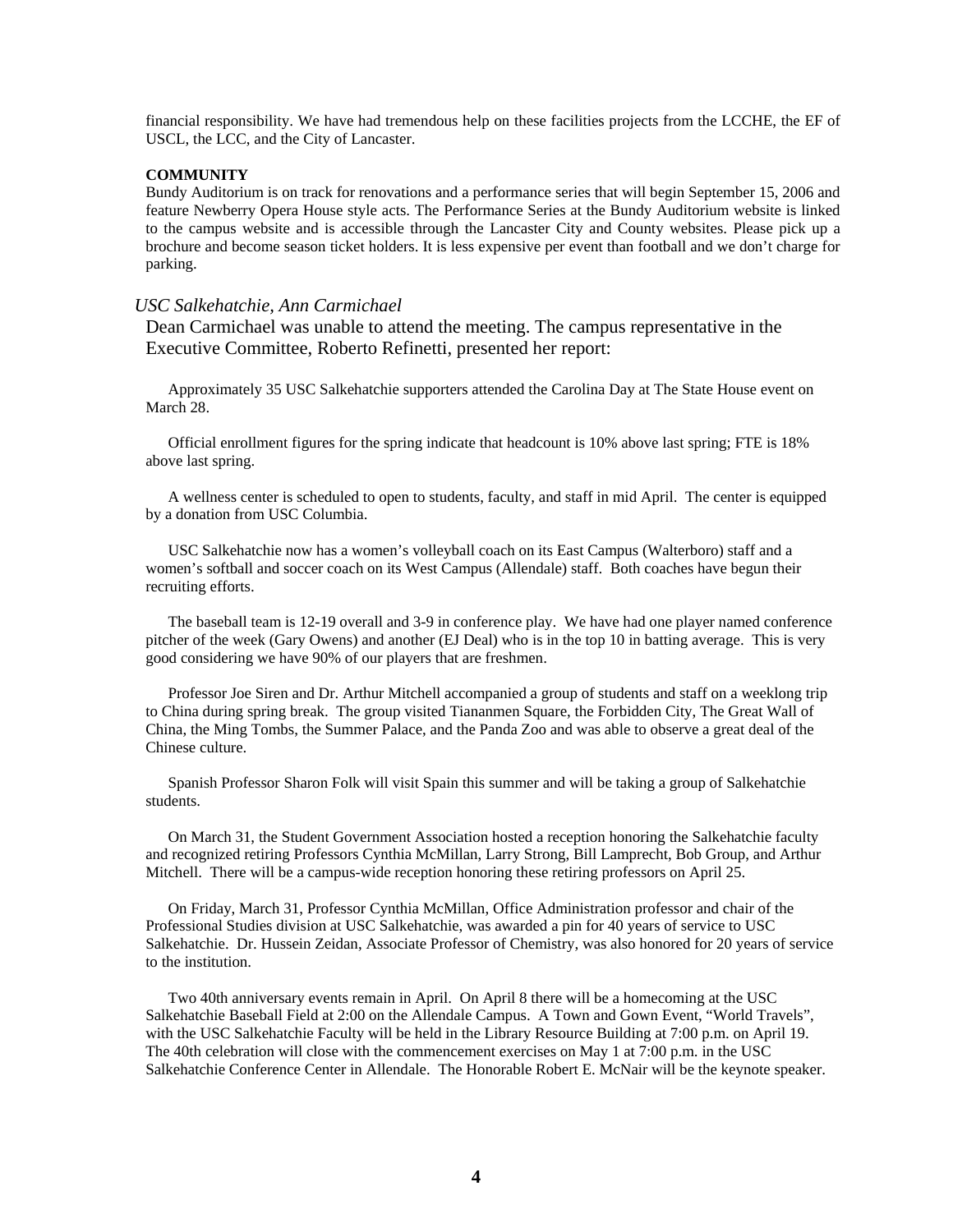financial responsibility. We have had tremendous help on these facilities projects from the LCCHE, the EF of USCL, the LCC, and the City of Lancaster.

**COMMUNITY**

Bundy Auditorium is on track for renovations and a performance series that will begin September 15, 2006 and feature Newberry Opera House style acts. The Performance Series at the Bundy Auditorium website is linked to the campus website and is accessible through the Lancaster City and County websites. Please pick up a brochure and become season ticket holders. It is less expensive per event than football and we don't charge for parking.

*USC Salkehatchie, Ann Carmichael*

Dean Carmichael was unable to attend the meeting. The campus representative in the Executive Committee, Roberto Refinetti, presented her report:

Approximately 35 USC Salkehatchie supporters attended the Carolina Day at The State House event on March 28.

Official enrollment figures for the spring indicate that headcount is 10% above last spring; FTE is 18% above last spring.

A wellness center is scheduled to open to students, faculty, and staff in mid April. The center is equipped by a donation from USC Columbia.

USC Salkehatchie now has a women's volleyball coach on its East Campus (Walterboro) staff and a women's softball and soccer coach on its West Campus (Allendale) staff. Both coaches have begun their recruiting efforts.

The baseball team is 12-19 overall and 3-9 in conference play. We have had one player named conference pitcher of the week (Gary Owens) and another (EJ Deal) who is in the top 10 in batting average. This is very good considering we have 90% of our players that are freshmen.

Professor Joe Siren and Dr. Arthur Mitchell accompanied a group of students and staff on a weeklong trip to China during spring break. The group visited Tiananmen Square, the Forbidden City, The Great Wall of China, the Ming Tombs, the Summer Palace, and the Panda Zoo and was able to observe a great deal of the Chinese culture.

Spanish Professor Sharon Folk will visit Spain this summer and will be taking a group of Salkehatchie students.

On March 31, the Student Government Association hosted a reception honoring the Salkehatchie faculty and recognized retiring Professors Cynthia McMillan, Larry Strong, Bill Lamprecht, Bob Group, and Arthur Mitchell. There will be a campus-wide reception honoring these retiring professors on April 25.

On Friday, March 31, Professor Cynthia McMillan, Office Administration professor and chair of the Professional Studies division at USC Salkehatchie, was awarded a pin for 40 years of service to USC Salkehatchie. Dr. Hussein Zeidan, Associate Professor of Chemistry, was also honored for 20 years of service to the institution.

Two 40th anniversary events remain in April. On April 8 there will be a homecoming at the USC Salkehatchie Baseball Field at 2:00 on the Allendale Campus. A Town and Gown Event, "World Travels", with the USC Salkehatchie Faculty will be held in the Library Resource Building at 7:00 p.m. on April 19. The 40th celebration will close with the commencement exercises on May 1 at 7:00 p.m. in the USC Salkehatchie Conference Center in Allendale. The Honorable Robert E. McNair will be the keynote speaker.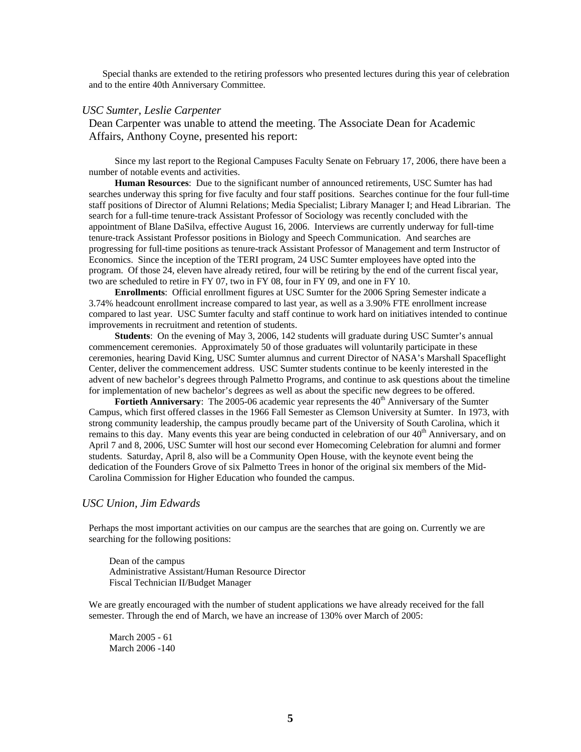Special thanks are extended to the retiring professors who presented lectures during this year of celebration and to the entire 40th Anniversary Committee.

### *USC Sumter, Leslie Carpenter*

Dean Carpenter was unable to attend the meeting. The Associate Dean for Academic Affairs, Anthony Coyne, presented his report:

Since my last report to the Regional Campuses Faculty Senate on February 17, 2006, there have been a number of notable events and activities.

**Human Resources**: Due to the significant number of announced retirements, USC Sumter has had searches underway this spring for five faculty and four staff positions. Searches continue for the four full-time staff positions of Director of Alumni Relations; Media Specialist; Library Manager I; and Head Librarian. The search for a full-time tenure-track Assistant Professor of Sociology was recently concluded with the appointment of Blane DaSilva, effective August 16, 2006. Interviews are currently underway for full-time tenure-track Assistant Professor positions in Biology and Speech Communication. And searches are progressing for full-time positions as tenure-track Assistant Professor of Management and term Instructor of Economics. Since the inception of the TERI program, 24 USC Sumter employees have opted into the program. Of those 24, eleven have already retired, four will be retiring by the end of the current fiscal year, two are scheduled to retire in FY 07, two in FY 08, four in FY 09, and one in FY 10.

**Enrollments**: Official enrollment figures at USC Sumter for the 2006 Spring Semester indicate a 3.74% headcount enrollment increase compared to last year, as well as a 3.90% FTE enrollment increase compared to last year. USC Sumter faculty and staff continue to work hard on initiatives intended to continue improvements in recruitment and retention of students.

**Students**: On the evening of May 3, 2006, 142 students will graduate during USC Sumter's annual commencement ceremonies. Approximately 50 of those graduates will voluntarily participate in these ceremonies, hearing David King, USC Sumter alumnus and current Director of NASA's Marshall Spaceflight Center, deliver the commencement address. USC Sumter students continue to be keenly interested in the advent of new bachelor's degrees through Palmetto Programs, and continue to ask questions about the timeline for implementation of new bachelor's degrees as well as about the specific new degrees to be offered.

**Fortieth Anniversary**: The 2005-06 academic year represents the 40th Anniversary of the Sumter Campus, which first offered classes in the 1966 Fall Semester as Clemson University at Sumter. In 1973, with strong community leadership, the campus proudly became part of the University of South Carolina, which it remains to this day. Many events this year are being conducted in celebration of our 40th Anniversary, and on April 7 and 8, 2006, USC Sumter will host our second ever Homecoming Celebration for alumni and former students. Saturday, April 8, also will be a Community Open House, with the keynote event being the dedication of the Founders Grove of six Palmetto Trees in honor of the original six members of the Mid-Carolina Commission for Higher Education who founded the campus.

### *USC Union, Jim Edwards*

Perhaps the most important activities on our campus are the searches that are going on. Currently we are searching for the following positions:

Dean of the campus
Administrative Assistant/Human Resource Director
Fiscal Technician II/Budget Manager

We are greatly encouraged with the number of student applications we have already received for the fall semester. Through the end of March, we have an increase of 130% over March of 2005:

March 2005 - 61
March 2006 -140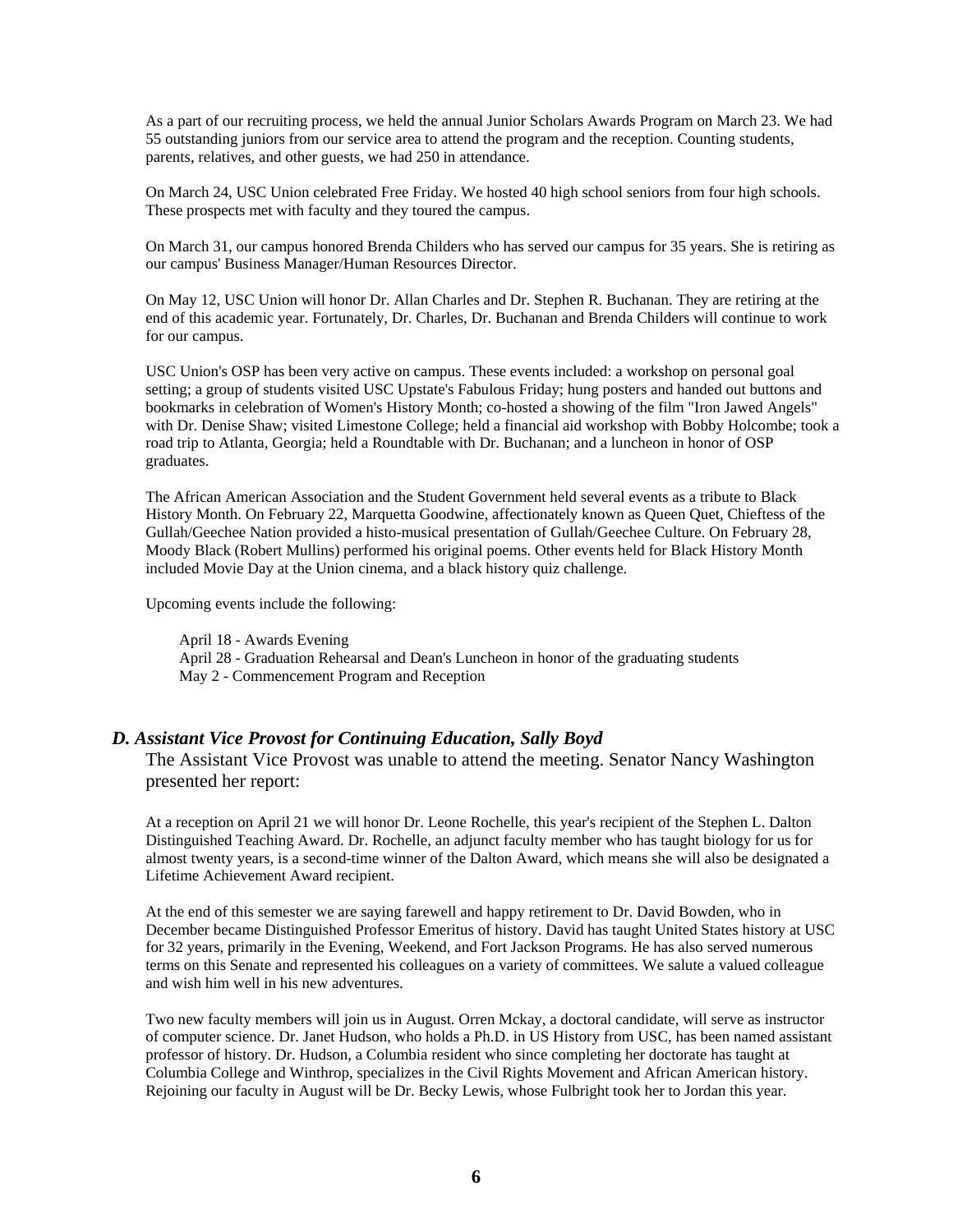As a part of our recruiting process, we held the annual Junior Scholars Awards Program on March 23. We had 55 outstanding juniors from our service area to attend the program and the reception. Counting students, parents, relatives, and other guests, we had 250 in attendance.

On March 24, USC Union celebrated Free Friday. We hosted 40 high school seniors from four high schools. These prospects met with faculty and they toured the campus.

On March 31, our campus honored Brenda Childers who has served our campus for 35 years. She is retiring as our campus' Business Manager/Human Resources Director.

On May 12, USC Union will honor Dr. Allan Charles and Dr. Stephen R. Buchanan. They are retiring at the end of this academic year. Fortunately, Dr. Charles, Dr. Buchanan and Brenda Childers will continue to work for our campus.

USC Union's OSP has been very active on campus. These events included: a workshop on personal goal setting; a group of students visited USC Upstate's Fabulous Friday; hung posters and handed out buttons and bookmarks in celebration of Women's History Month; co-hosted a showing of the film "Iron Jawed Angels" with Dr. Denise Shaw; visited Limestone College; held a financial aid workshop with Bobby Holcombe; took a road trip to Atlanta, Georgia; held a Roundtable with Dr. Buchanan; and a luncheon in honor of OSP graduates.

The African American Association and the Student Government held several events as a tribute to Black History Month. On February 22, Marquetta Goodwine, affectionately known as Queen Quet, Chieftess of the Gullah/Geechee Nation provided a histo-musical presentation of Gullah/Geechee Culture. On February 28, Moody Black (Robert Mullins) performed his original poems. Other events held for Black History Month included Movie Day at the Union cinema, and a black history quiz challenge.

Upcoming events include the following:

April 18 - Awards Evening
April 28 - Graduation Rehearsal and Dean's Luncheon in honor of the graduating students
May 2 - Commencement Program and Reception

### *D. Assistant Vice Provost for Continuing Education, Sally Boyd*

The Assistant Vice Provost was unable to attend the meeting. Senator Nancy Washington presented her report:

At a reception on April 21 we will honor Dr. Leone Rochelle, this year's recipient of the Stephen L. Dalton Distinguished Teaching Award. Dr. Rochelle, an adjunct faculty member who has taught biology for us for almost twenty years, is a second-time winner of the Dalton Award, which means she will also be designated a Lifetime Achievement Award recipient.

At the end of this semester we are saying farewell and happy retirement to Dr. David Bowden, who in December became Distinguished Professor Emeritus of history. David has taught United States history at USC for 32 years, primarily in the Evening, Weekend, and Fort Jackson Programs. He has also served numerous terms on this Senate and represented his colleagues on a variety of committees. We salute a valued colleague and wish him well in his new adventures.

Two new faculty members will join us in August. Orren Mckay, a doctoral candidate, will serve as instructor of computer science. Dr. Janet Hudson, who holds a Ph.D. in US History from USC, has been named assistant professor of history. Dr. Hudson, a Columbia resident who since completing her doctorate has taught at Columbia College and Winthrop, specializes in the Civil Rights Movement and African American history. Rejoining our faculty in August will be Dr. Becky Lewis, whose Fulbright took her to Jordan this year.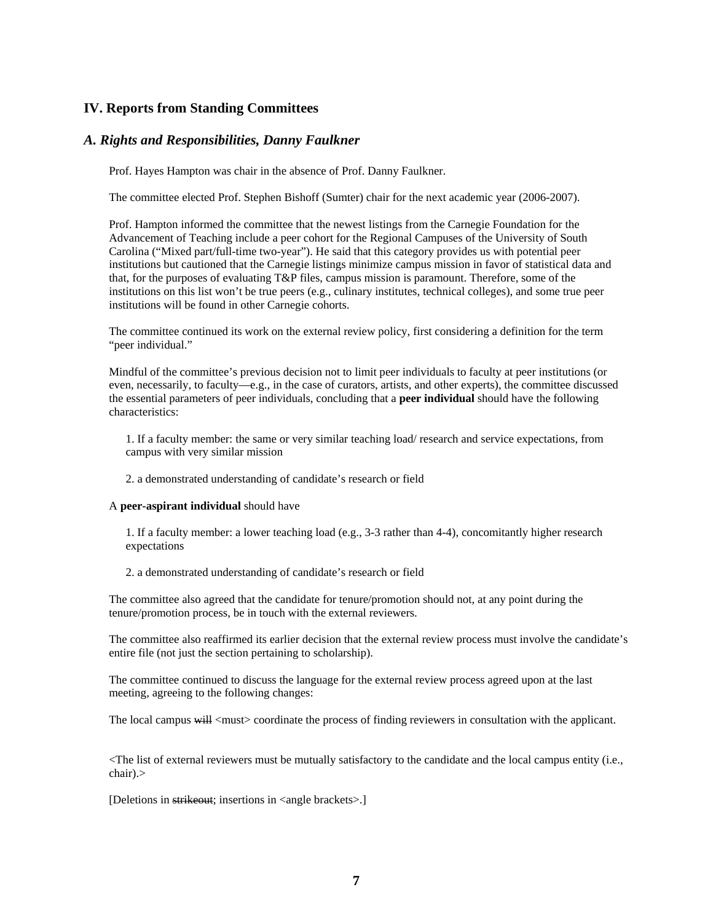## IV. Reports from Standing Committees

### *A. Rights and Responsibilities, Danny Faulkner*

Prof. Hayes Hampton was chair in the absence of Prof. Danny Faulkner.

The committee elected Prof. Stephen Bishoff (Sumter) chair for the next academic year (2006-2007).

Prof. Hampton informed the committee that the newest listings from the Carnegie Foundation for the Advancement of Teaching include a peer cohort for the Regional Campuses of the University of South Carolina ("Mixed part/full-time two-year"). He said that this category provides us with potential peer institutions but cautioned that the Carnegie listings minimize campus mission in favor of statistical data and that, for the purposes of evaluating T&P files, campus mission is paramount. Therefore, some of the institutions on this list won't be true peers (e.g., culinary institutes, technical colleges), and some true peer institutions will be found in other Carnegie cohorts.

The committee continued its work on the external review policy, first considering a definition for the term "peer individual."

Mindful of the committee's previous decision not to limit peer individuals to faculty at peer institutions (or even, necessarily, to faculty—e.g., in the case of curators, artists, and other experts), the committee discussed the essential parameters of peer individuals, concluding that a **peer individual** should have the following characteristics:

1. If a faculty member: the same or very similar teaching load/ research and service expectations, from campus with very similar mission

2. a demonstrated understanding of candidate's research or field

A **peer-aspirant individual** should have

1. If a faculty member: a lower teaching load (e.g., 3-3 rather than 4-4), concomitantly higher research expectations

2. a demonstrated understanding of candidate's research or field

The committee also agreed that the candidate for tenure/promotion should not, at any point during the tenure/promotion process, be in touch with the external reviewers.

The committee also reaffirmed its earlier decision that the external review process must involve the candidate's entire file (not just the section pertaining to scholarship).

The committee continued to discuss the language for the external review process agreed upon at the last meeting, agreeing to the following changes:

The local campus ~~will~~ <must> coordinate the process of finding reviewers in consultation with the applicant.

<The list of external reviewers must be mutually satisfactory to the candidate and the local campus entity (i.e., chair).>

[Deletions in ~~strikeout~~; insertions in <angle brackets>.]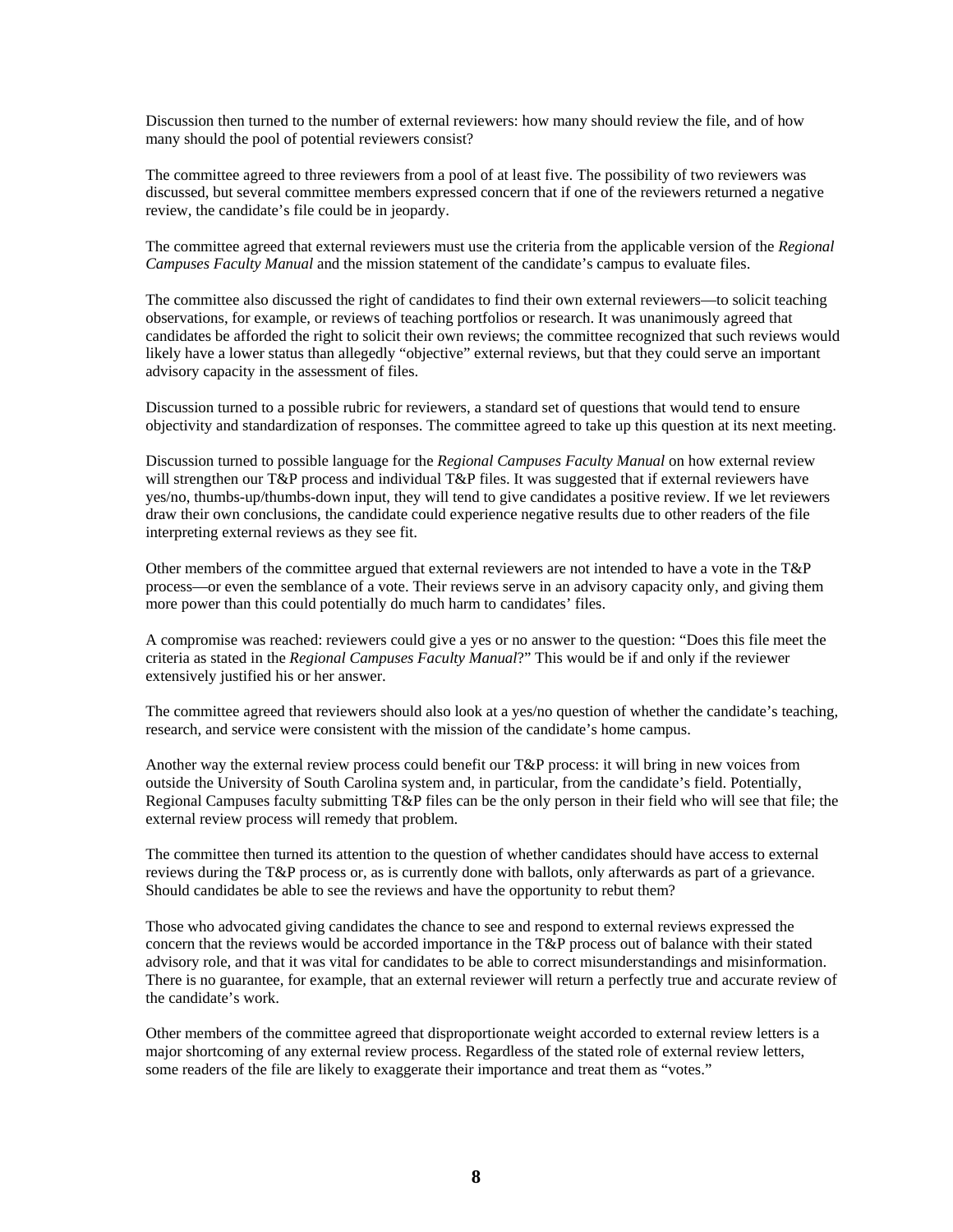Discussion then turned to the number of external reviewers: how many should review the file, and of how many should the pool of potential reviewers consist?

The committee agreed to three reviewers from a pool of at least five. The possibility of two reviewers was discussed, but several committee members expressed concern that if one of the reviewers returned a negative review, the candidate's file could be in jeopardy.

The committee agreed that external reviewers must use the criteria from the applicable version of the *Regional Campuses Faculty Manual* and the mission statement of the candidate's campus to evaluate files.

The committee also discussed the right of candidates to find their own external reviewers—to solicit teaching observations, for example, or reviews of teaching portfolios or research. It was unanimously agreed that candidates be afforded the right to solicit their own reviews; the committee recognized that such reviews would likely have a lower status than allegedly "objective" external reviews, but that they could serve an important advisory capacity in the assessment of files.

Discussion turned to a possible rubric for reviewers, a standard set of questions that would tend to ensure objectivity and standardization of responses. The committee agreed to take up this question at its next meeting.

Discussion turned to possible language for the *Regional Campuses Faculty Manual* on how external review will strengthen our T&P process and individual T&P files. It was suggested that if external reviewers have yes/no, thumbs-up/thumbs-down input, they will tend to give candidates a positive review. If we let reviewers draw their own conclusions, the candidate could experience negative results due to other readers of the file interpreting external reviews as they see fit.

Other members of the committee argued that external reviewers are not intended to have a vote in the T&P process—or even the semblance of a vote. Their reviews serve in an advisory capacity only, and giving them more power than this could potentially do much harm to candidates' files.

A compromise was reached: reviewers could give a yes or no answer to the question: "Does this file meet the criteria as stated in the *Regional Campuses Faculty Manual*?" This would be if and only if the reviewer extensively justified his or her answer.

The committee agreed that reviewers should also look at a yes/no question of whether the candidate's teaching, research, and service were consistent with the mission of the candidate's home campus.

Another way the external review process could benefit our T&P process: it will bring in new voices from outside the University of South Carolina system and, in particular, from the candidate's field. Potentially, Regional Campuses faculty submitting T&P files can be the only person in their field who will see that file; the external review process will remedy that problem.

The committee then turned its attention to the question of whether candidates should have access to external reviews during the T&P process or, as is currently done with ballots, only afterwards as part of a grievance. Should candidates be able to see the reviews and have the opportunity to rebut them?

Those who advocated giving candidates the chance to see and respond to external reviews expressed the concern that the reviews would be accorded importance in the T&P process out of balance with their stated advisory role, and that it was vital for candidates to be able to correct misunderstandings and misinformation. There is no guarantee, for example, that an external reviewer will return a perfectly true and accurate review of the candidate's work.

Other members of the committee agreed that disproportionate weight accorded to external review letters is a major shortcoming of any external review process. Regardless of the stated role of external review letters, some readers of the file are likely to exaggerate their importance and treat them as "votes."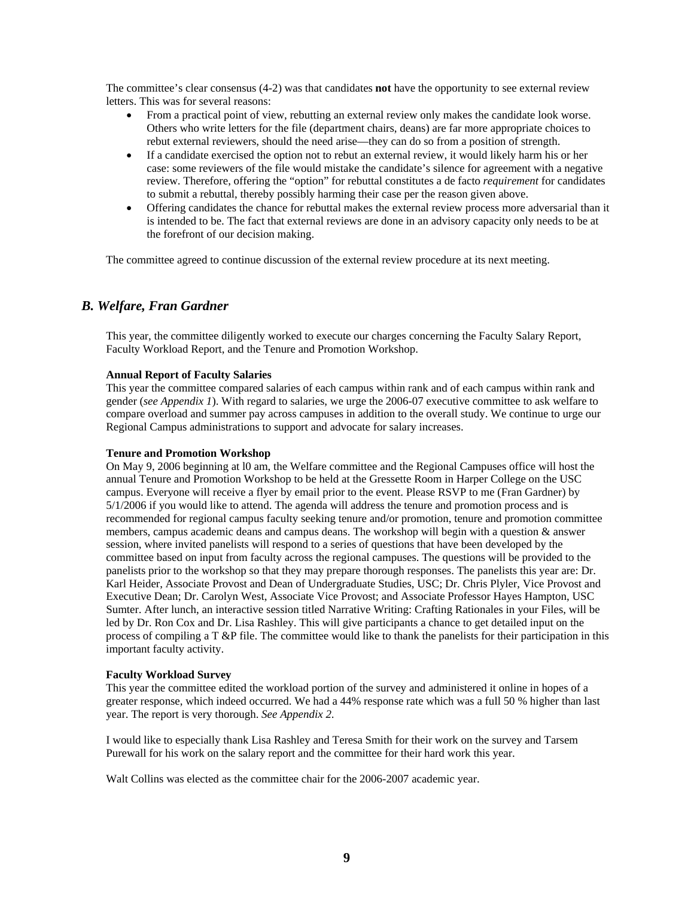The committee's clear consensus (4-2) was that candidates **not** have the opportunity to see external review letters. This was for several reasons:

- From a practical point of view, rebutting an external review only makes the candidate look worse. Others who write letters for the file (department chairs, deans) are far more appropriate choices to rebut external reviewers, should the need arise—they can do so from a position of strength.
- If a candidate exercised the option not to rebut an external review, it would likely harm his or her case: some reviewers of the file would mistake the candidate's silence for agreement with a negative review. Therefore, offering the "option" for rebuttal constitutes a de facto *requirement* for candidates to submit a rebuttal, thereby possibly harming their case per the reason given above.
- Offering candidates the chance for rebuttal makes the external review process more adversarial than it is intended to be. The fact that external reviews are done in an advisory capacity only needs to be at the forefront of our decision making.

The committee agreed to continue discussion of the external review procedure at its next meeting.

## *B. Welfare, Fran Gardner*

This year, the committee diligently worked to execute our charges concerning the Faculty Salary Report, Faculty Workload Report, and the Tenure and Promotion Workshop.

**Annual Report of Faculty Salaries**
This year the committee compared salaries of each campus within rank and of each campus within rank and gender (*see Appendix 1*). With regard to salaries, we urge the 2006-07 executive committee to ask welfare to compare overload and summer pay across campuses in addition to the overall study. We continue to urge our Regional Campus administrations to support and advocate for salary increases.

**Tenure and Promotion Workshop**
On May 9, 2006 beginning at l0 am, the Welfare committee and the Regional Campuses office will host the annual Tenure and Promotion Workshop to be held at the Gressette Room in Harper College on the USC campus. Everyone will receive a flyer by email prior to the event. Please RSVP to me (Fran Gardner) by 5/1/2006 if you would like to attend. The agenda will address the tenure and promotion process and is recommended for regional campus faculty seeking tenure and/or promotion, tenure and promotion committee members, campus academic deans and campus deans. The workshop will begin with a question & answer session, where invited panelists will respond to a series of questions that have been developed by the committee based on input from faculty across the regional campuses. The questions will be provided to the panelists prior to the workshop so that they may prepare thorough responses. The panelists this year are: Dr. Karl Heider, Associate Provost and Dean of Undergraduate Studies, USC; Dr. Chris Plyler, Vice Provost and Executive Dean; Dr. Carolyn West, Associate Vice Provost; and Associate Professor Hayes Hampton, USC Sumter. After lunch, an interactive session titled Narrative Writing: Crafting Rationales in your Files, will be led by Dr. Ron Cox and Dr. Lisa Rashley. This will give participants a chance to get detailed input on the process of compiling a T &P file. The committee would like to thank the panelists for their participation in this important faculty activity.

**Faculty Workload Survey**
This year the committee edited the workload portion of the survey and administered it online in hopes of a greater response, which indeed occurred. We had a 44% response rate which was a full 50 % higher than last year. The report is very thorough. *See Appendix 2*.

I would like to especially thank Lisa Rashley and Teresa Smith for their work on the survey and Tarsem Purewall for his work on the salary report and the committee for their hard work this year.

Walt Collins was elected as the committee chair for the 2006-2007 academic year.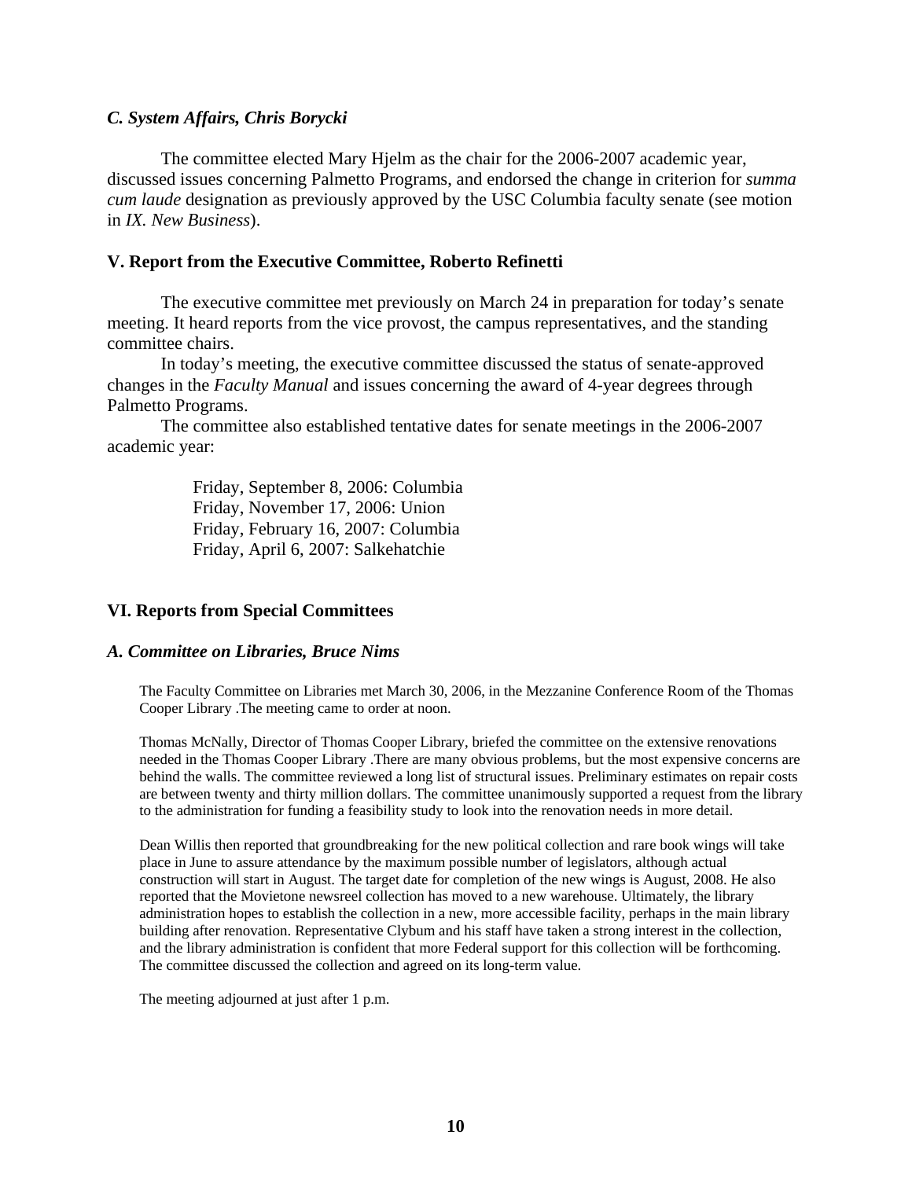### *C. System Affairs, Chris Borycki*

The committee elected Mary Hjelm as the chair for the 2006-2007 academic year, discussed issues concerning Palmetto Programs, and endorsed the change in criterion for *summa cum laude* designation as previously approved by the USC Columbia faculty senate (see motion in *IX. New Business*).

## V. Report from the Executive Committee, Roberto Refinetti

The executive committee met previously on March 24 in preparation for today's senate meeting. It heard reports from the vice provost, the campus representatives, and the standing committee chairs.

In today's meeting, the executive committee discussed the status of senate-approved changes in the *Faculty Manual* and issues concerning the award of 4-year degrees through Palmetto Programs.

The committee also established tentative dates for senate meetings in the 2006-2007 academic year:

Friday, September 8, 2006: Columbia
Friday, November 17, 2006: Union
Friday, February 16, 2007: Columbia
Friday, April 6, 2007: Salkehatchie

## VI. Reports from Special Committees

### *A. Committee on Libraries, Bruce Nims*

The Faculty Committee on Libraries met March 30, 2006, in the Mezzanine Conference Room of the Thomas Cooper Library .The meeting came to order at noon.

Thomas McNally, Director of Thomas Cooper Library, briefed the committee on the extensive renovations needed in the Thomas Cooper Library .There are many obvious problems, but the most expensive concerns are behind the walls. The committee reviewed a long list of structural issues. Preliminary estimates on repair costs are between twenty and thirty million dollars. The committee unanimously supported a request from the library to the administration for funding a feasibility study to look into the renovation needs in more detail.

Dean Willis then reported that groundbreaking for the new political collection and rare book wings will take place in June to assure attendance by the maximum possible number of legislators, although actual construction will start in August. The target date for completion of the new wings is August, 2008. He also reported that the Movietone newsreel collection has moved to a new warehouse. Ultimately, the library administration hopes to establish the collection in a new, more accessible facility, perhaps in the main library building after renovation. Representative Clybum and his staff have taken a strong interest in the collection, and the library administration is confident that more Federal support for this collection will be forthcoming. The committee discussed the collection and agreed on its long-term value.

The meeting adjourned at just after 1 p.m.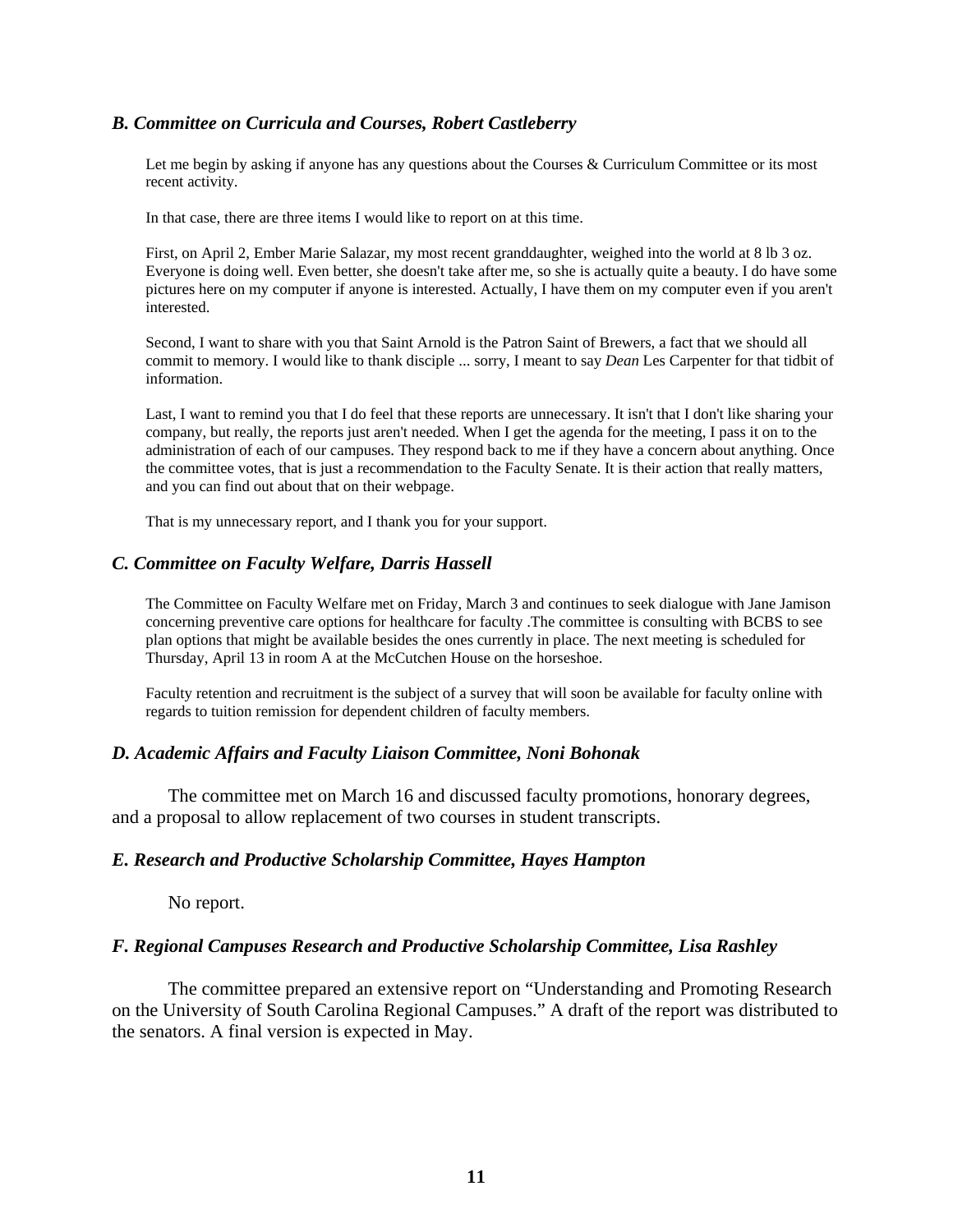### *B. Committee on Curricula and Courses, Robert Castleberry*

Let me begin by asking if anyone has any questions about the Courses & Curriculum Committee or its most recent activity.

In that case, there are three items I would like to report on at this time.

First, on April 2, Ember Marie Salazar, my most recent granddaughter, weighed into the world at 8 lb 3 oz. Everyone is doing well. Even better, she doesn't take after me, so she is actually quite a beauty. I do have some pictures here on my computer if anyone is interested. Actually, I have them on my computer even if you aren't interested.

Second, I want to share with you that Saint Arnold is the Patron Saint of Brewers, a fact that we should all commit to memory. I would like to thank disciple ... sorry, I meant to say *Dean* Les Carpenter for that tidbit of information.

Last, I want to remind you that I do feel that these reports are unnecessary. It isn't that I don't like sharing your company, but really, the reports just aren't needed. When I get the agenda for the meeting, I pass it on to the administration of each of our campuses. They respond back to me if they have a concern about anything. Once the committee votes, that is just a recommendation to the Faculty Senate. It is their action that really matters, and you can find out about that on their webpage.

That is my unnecessary report, and I thank you for your support.

### *C. Committee on Faculty Welfare, Darris Hassell*

The Committee on Faculty Welfare met on Friday, March 3 and continues to seek dialogue with Jane Jamison concerning preventive care options for healthcare for faculty .The committee is consulting with BCBS to see plan options that might be available besides the ones currently in place. The next meeting is scheduled for Thursday, April 13 in room A at the McCutchen House on the horseshoe.

Faculty retention and recruitment is the subject of a survey that will soon be available for faculty online with regards to tuition remission for dependent children of faculty members.

### *D. Academic Affairs and Faculty Liaison Committee, Noni Bohonak*

The committee met on March 16 and discussed faculty promotions, honorary degrees, and a proposal to allow replacement of two courses in student transcripts.

### *E. Research and Productive Scholarship Committee, Hayes Hampton*

No report.

### *F. Regional Campuses Research and Productive Scholarship Committee, Lisa Rashley*

The committee prepared an extensive report on "Understanding and Promoting Research on the University of South Carolina Regional Campuses." A draft of the report was distributed to the senators. A final version is expected in May.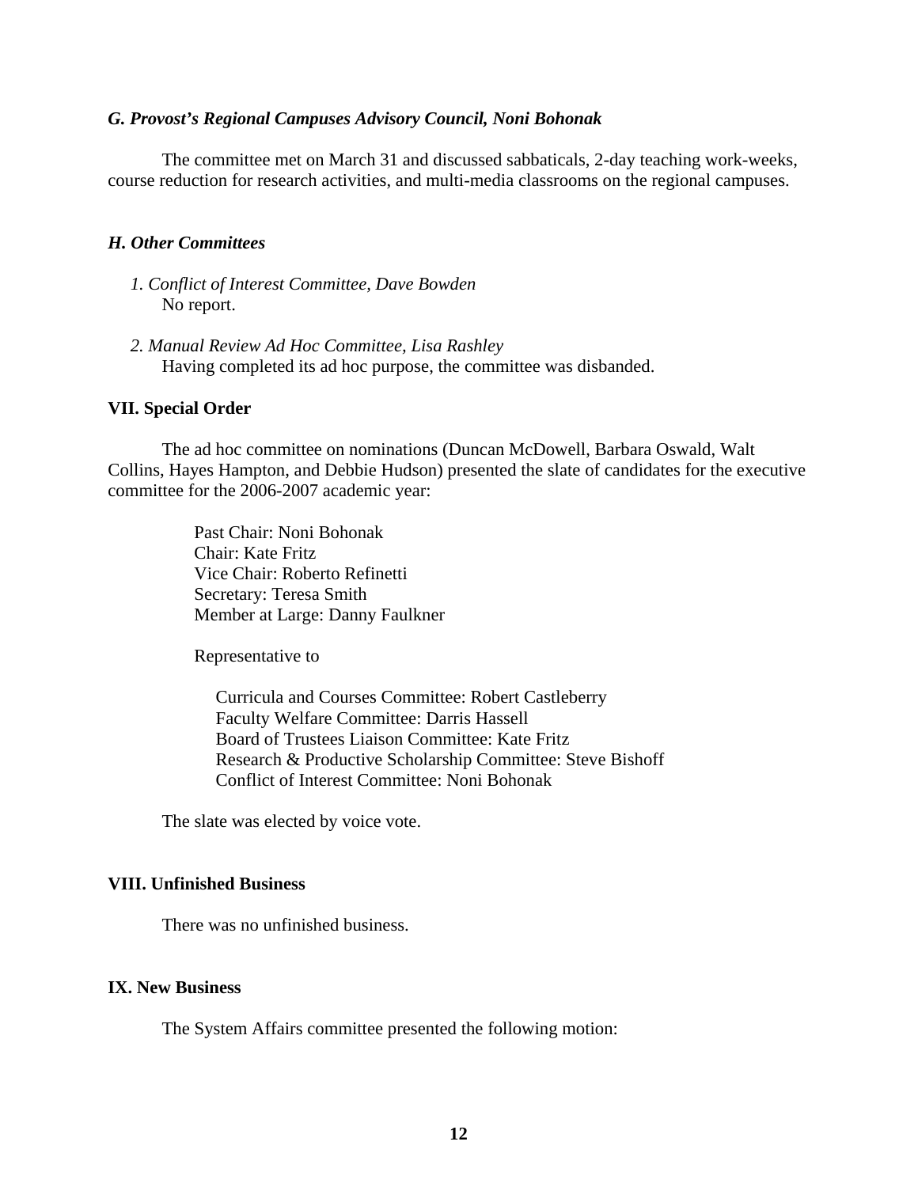### *G. Provost's Regional Campuses Advisory Council, Noni Bohonak*

The committee met on March 31 and discussed sabbaticals, 2-day teaching work-weeks, course reduction for research activities, and multi-media classrooms on the regional campuses.

### *H. Other Committees*

*1. Conflict of Interest Committee, Dave Bowden*
No report.

*2. Manual Review Ad Hoc Committee, Lisa Rashley*
Having completed its ad hoc purpose, the committee was disbanded.

## VII. Special Order

The ad hoc committee on nominations (Duncan McDowell, Barbara Oswald, Walt Collins, Hayes Hampton, and Debbie Hudson) presented the slate of candidates for the executive committee for the 2006-2007 academic year:

Past Chair: Noni Bohonak
Chair: Kate Fritz
Vice Chair: Roberto Refinetti
Secretary: Teresa Smith
Member at Large: Danny Faulkner

Representative to

Curricula and Courses Committee: Robert Castleberry
Faculty Welfare Committee: Darris Hassell
Board of Trustees Liaison Committee: Kate Fritz
Research & Productive Scholarship Committee: Steve Bishoff
Conflict of Interest Committee: Noni Bohonak

The slate was elected by voice vote.

## VIII. Unfinished Business

There was no unfinished business.

## IX. New Business

The System Affairs committee presented the following motion: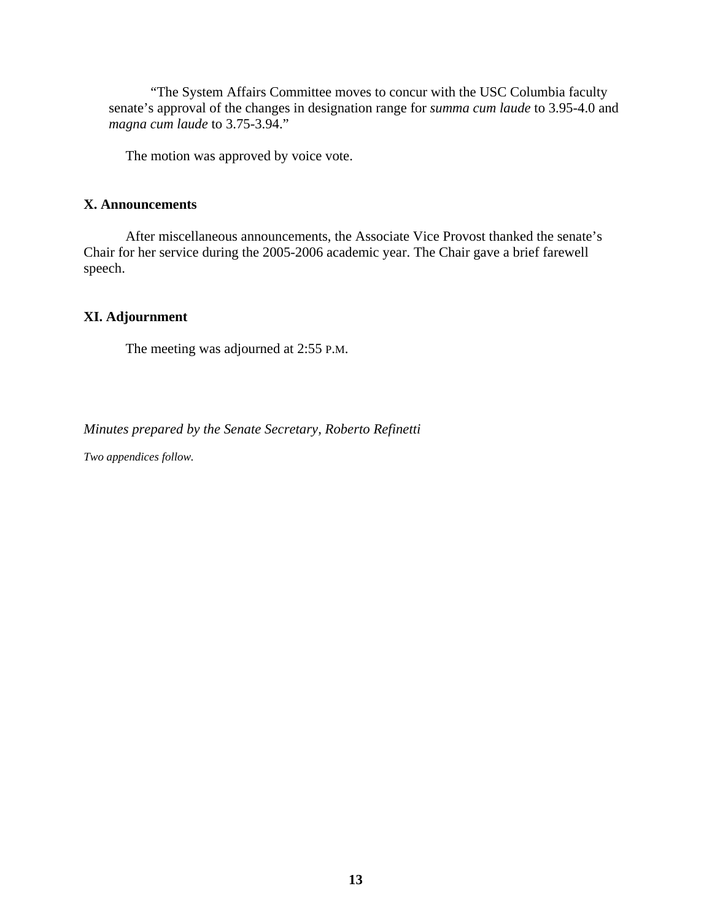"The System Affairs Committee moves to concur with the USC Columbia faculty senate's approval of the changes in designation range for *summa cum laude* to 3.95-4.0 and *magna cum laude* to 3.75-3.94."

The motion was approved by voice vote.

**X. Announcements**

After miscellaneous announcements, the Associate Vice Provost thanked the senate's Chair for her service during the 2005-2006 academic year. The Chair gave a brief farewell speech.

**XI. Adjournment**

The meeting was adjourned at 2:55 P.M.

*Minutes prepared by the Senate Secretary, Roberto Refinetti*

*Two appendices follow.*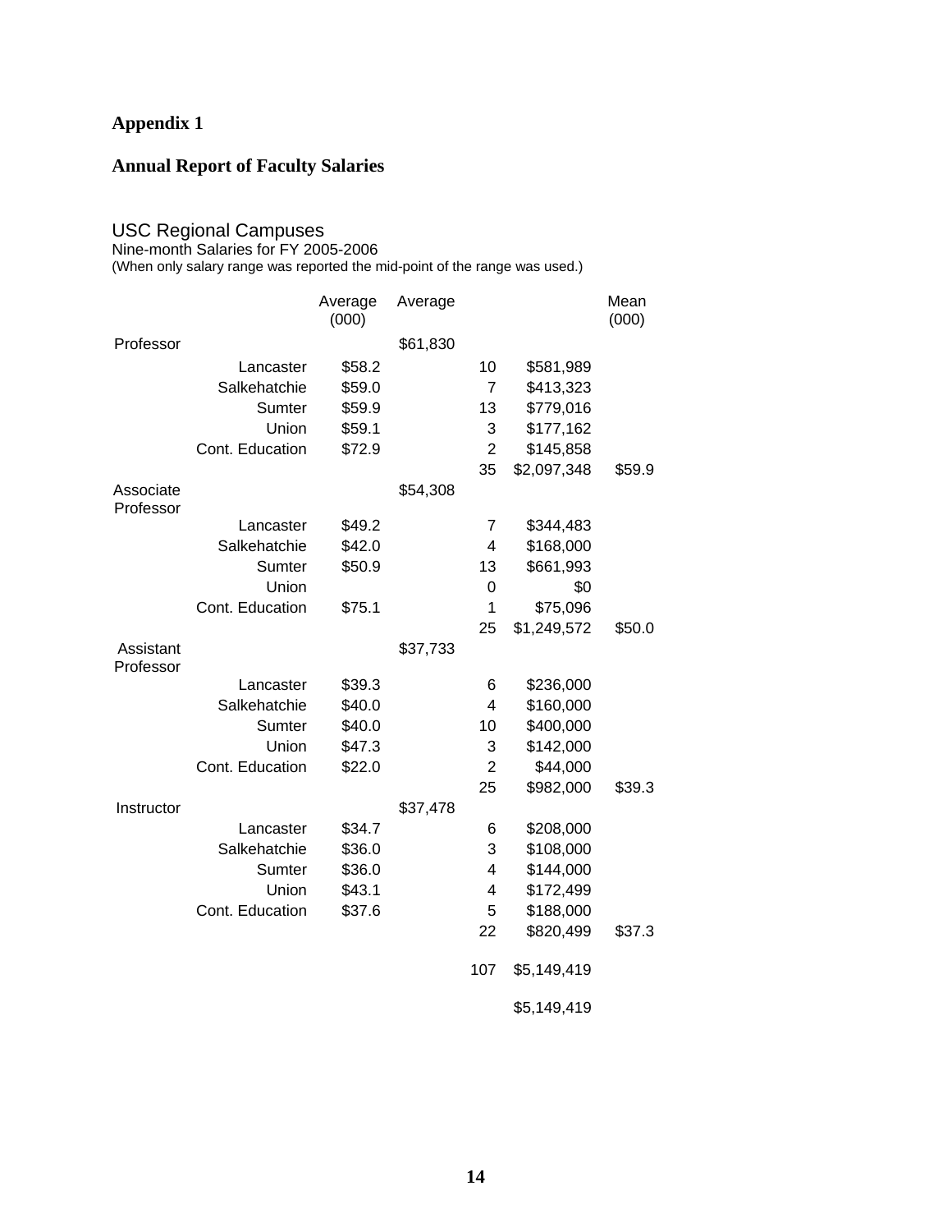# Appendix 1

## Annual Report of Faculty Salaries

USC Regional Campuses
Nine-month Salaries for FY 2005-2006
(When only salary range was reported the mid-point of the range was used.)

| | | Average (000) | Average | | | Mean (000) |
|---|---|---|---|---|---|---|
| Professor | | | $61,830 | | | |
| | Lancaster | $58.2 | | 10 | $581,989 | |
| | Salkehatchie | $59.0 | | 7 | $413,323 | |
| | Sumter | $59.9 | | 13 | $779,016 | |
| | Union | $59.1 | | 3 | $177,162 | |
| | Cont. Education | $72.9 | | 2 | $145,858 | |
| | | | | 35 | $2,097,348 | $59.9 |
| Associate Professor | | | $54,308 | | | |
| | Lancaster | $49.2 | | 7 | $344,483 | |
| | Salkehatchie | $42.0 | | 4 | $168,000 | |
| | Sumter | $50.9 | | 13 | $661,993 | |
| | Union | | | 0 | $0 | |
| | Cont. Education | $75.1 | | 1 | $75,096 | |
| | | | | 25 | $1,249,572 | $50.0 |
| Assistant Professor | | | $37,733 | | | |
| | Lancaster | $39.3 | | 6 | $236,000 | |
| | Salkehatchie | $40.0 | | 4 | $160,000 | |
| | Sumter | $40.0 | | 10 | $400,000 | |
| | Union | $47.3 | | 3 | $142,000 | |
| | Cont. Education | $22.0 | | 2 | $44,000 | |
| | | | | 25 | $982,000 | $39.3 |
| Instructor | | | $37,478 | | | |
| | Lancaster | $34.7 | | 6 | $208,000 | |
| | Salkehatchie | $36.0 | | 3 | $108,000 | |
| | Sumter | $36.0 | | 4 | $144,000 | |
| | Union | $43.1 | | 4 | $172,499 | |
| | Cont. Education | $37.6 | | 5 | $188,000 | |
| | | | | 22 | $820,499 | $37.3 |
| | | | | 107 | $5,149,419 | |
| | | | | | $5,149,419 | |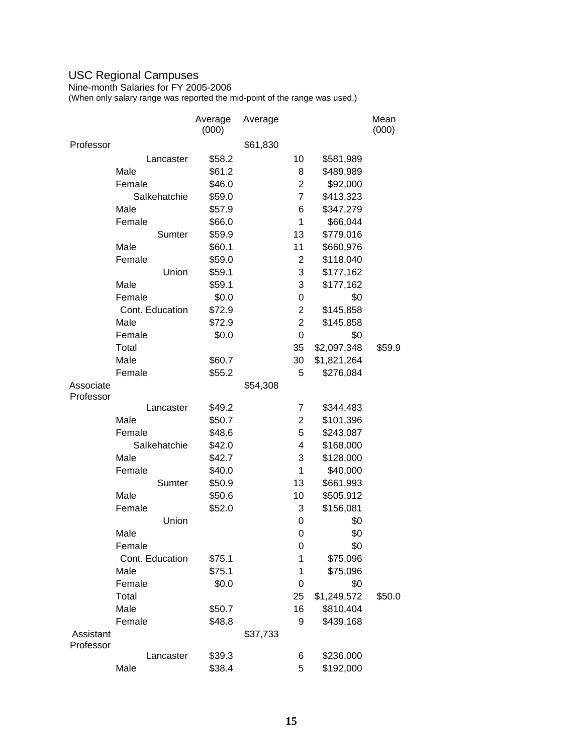# USC Regional Campuses

Nine-month Salaries for FY 2005-2006

(When only salary range was reported the mid-point of the range was used.)

| | | Average (000) | Average | | | Mean (000) |
|---|---|---|---|---|---|---|
| Professor | | | $61,830 | | | |
| | Lancaster | $58.2 | | 10 | $581,989 | |
| | Male | $61.2 | | 8 | $489,989 | |
| | Female | $46.0 | | 2 | $92,000 | |
| | Salkehatchie | $59.0 | | 7 | $413,323 | |
| | Male | $57.9 | | 6 | $347,279 | |
| | Female | $66.0 | | 1 | $66,044 | |
| | Sumter | $59.9 | | 13 | $779,016 | |
| | Male | $60.1 | | 11 | $660,976 | |
| | Female | $59.0 | | 2 | $118,040 | |
| | Union | $59.1 | | 3 | $177,162 | |
| | Male | $59.1 | | 3 | $177,162 | |
| | Female | $0.0 | | 0 | $0 | |
| | Cont. Education | $72.9 | | 2 | $145,858 | |
| | Male | $72.9 | | 2 | $145,858 | |
| | Female | $0.0 | | 0 | $0 | |
| | Total | | | 35 | $2,097,348 | $59.9 |
| | Male | $60.7 | | 30 | $1,821,264 | |
| | Female | $55.2 | | 5 | $276,084 | |
| Associate Professor | | | $54,308 | | | |
| | Lancaster | $49.2 | | 7 | $344,483 | |
| | Male | $50.7 | | 2 | $101,396 | |
| | Female | $48.6 | | 5 | $243,087 | |
| | Salkehatchie | $42.0 | | 4 | $168,000 | |
| | Male | $42.7 | | 3 | $128,000 | |
| | Female | $40.0 | | 1 | $40,000 | |
| | Sumter | $50.9 | | 13 | $661,993 | |
| | Male | $50.6 | | 10 | $505,912 | |
| | Female | $52.0 | | 3 | $156,081 | |
| | Union | | | 0 | $0 | |
| | Male | | | 0 | $0 | |
| | Female | | | 0 | $0 | |
| | Cont. Education | $75.1 | | 1 | $75,096 | |
| | Male | $75.1 | | 1 | $75,096 | |
| | Female | $0.0 | | 0 | $0 | |
| | Total | | | 25 | $1,249,572 | $50.0 |
| | Male | $50.7 | | 16 | $810,404 | |
| | Female | $48.8 | | 9 | $439,168 | |
| Assistant Professor | | | $37,733 | | | |
| | Lancaster | $39.3 | | 6 | $236,000 | |
| | Male | $38.4 | | 5 | $192,000 | |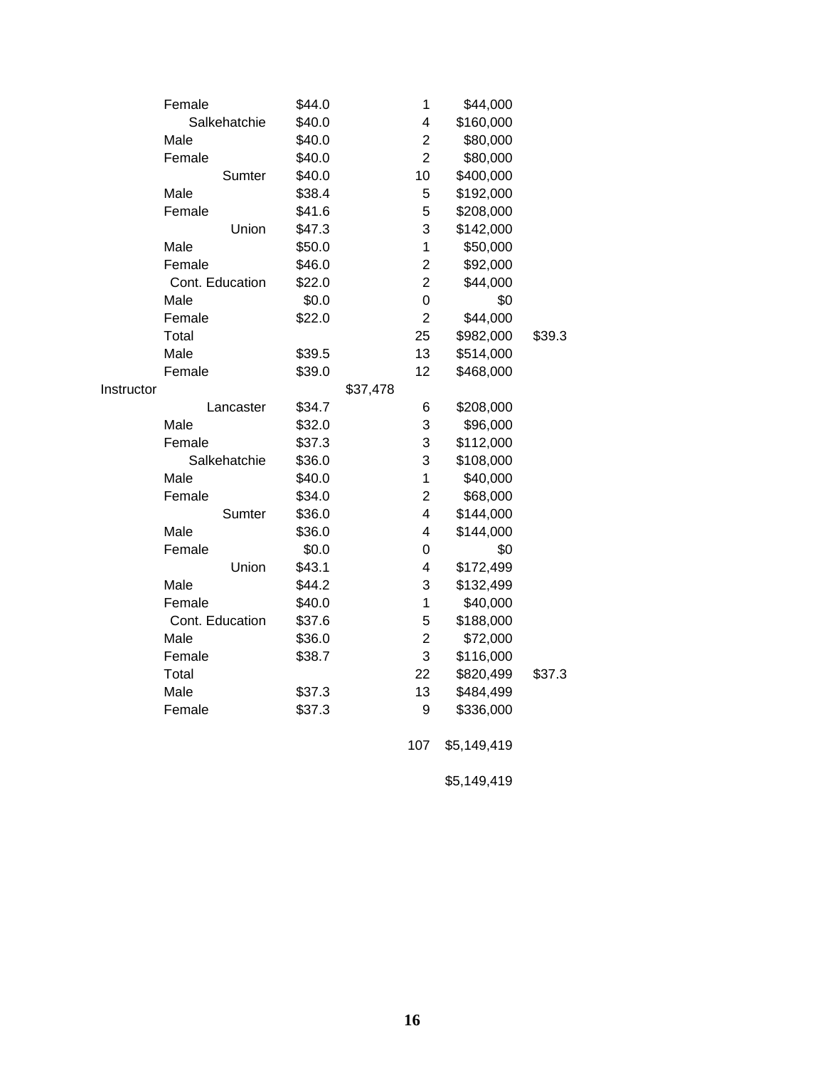| | | | | | |
|---|---|---|---|---|---|
| | Female | $44.0 | | 1 | $44,000 | |
| | Salkehatchie | $40.0 | | 4 | $160,000 | |
| | Male | $40.0 | | 2 | $80,000 | |
| | Female | $40.0 | | 2 | $80,000 | |
| | Sumter | $40.0 | | 10 | $400,000 | |
| | Male | $38.4 | | 5 | $192,000 | |
| | Female | $41.6 | | 5 | $208,000 | |
| | Union | $47.3 | | 3 | $142,000 | |
| | Male | $50.0 | | 1 | $50,000 | |
| | Female | $46.0 | | 2 | $92,000 | |
| | Cont. Education | $22.0 | | 2 | $44,000 | |
| | Male | $0.0 | | 0 | $0 | |
| | Female | $22.0 | | 2 | $44,000 | |
| | Total | | | 25 | $982,000 | $39.3 |
| | Male | $39.5 | | 13 | $514,000 | |
| | Female | $39.0 | | 12 | $468,000 | |
| Instructor | | | $37,478 | | | |
| | Lancaster | $34.7 | | 6 | $208,000 | |
| | Male | $32.0 | | 3 | $96,000 | |
| | Female | $37.3 | | 3 | $112,000 | |
| | Salkehatchie | $36.0 | | 3 | $108,000 | |
| | Male | $40.0 | | 1 | $40,000 | |
| | Female | $34.0 | | 2 | $68,000 | |
| | Sumter | $36.0 | | 4 | $144,000 | |
| | Male | $36.0 | | 4 | $144,000 | |
| | Female | $0.0 | | 0 | $0 | |
| | Union | $43.1 | | 4 | $172,499 | |
| | Male | $44.2 | | 3 | $132,499 | |
| | Female | $40.0 | | 1 | $40,000 | |
| | Cont. Education | $37.6 | | 5 | $188,000 | |
| | Male | $36.0 | | 2 | $72,000 | |
| | Female | $38.7 | | 3 | $116,000 | |
| | Total | | | 22 | $820,499 | $37.3 |
| | Male | $37.3 | | 13 | $484,499 | |
| | Female | $37.3 | | 9 | $336,000 | |
| | | | | 107 | $5,149,419 | |
| | | | | | $5,149,419 | |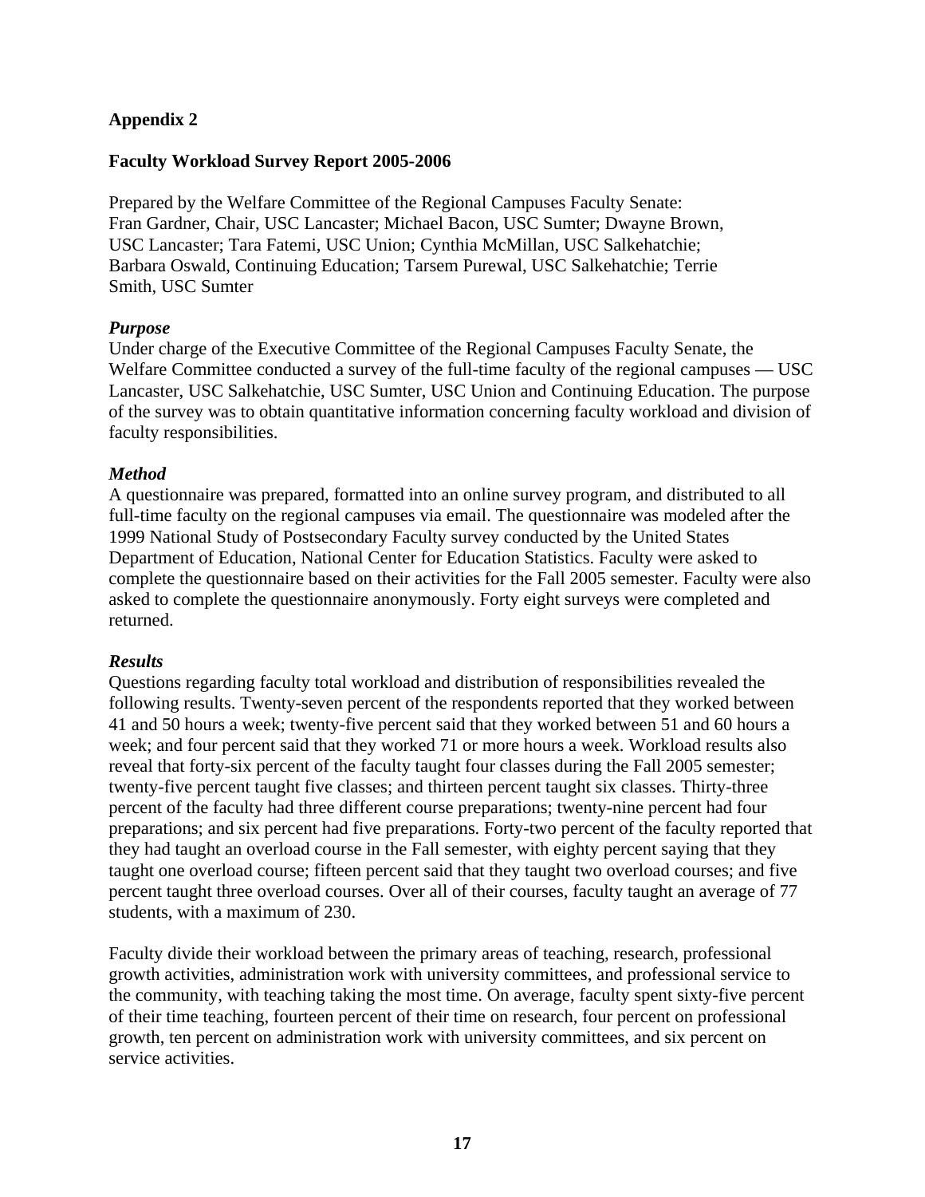**Appendix 2**

**Faculty Workload Survey Report 2005-2006**

Prepared by the Welfare Committee of the Regional Campuses Faculty Senate:
Fran Gardner, Chair, USC Lancaster; Michael Bacon, USC Sumter; Dwayne Brown, USC Lancaster; Tara Fatemi, USC Union; Cynthia McMillan, USC Salkehatchie; Barbara Oswald, Continuing Education; Tarsem Purewal, USC Salkehatchie; Terrie Smith, USC Sumter

***Purpose***

Under charge of the Executive Committee of the Regional Campuses Faculty Senate, the Welfare Committee conducted a survey of the full-time faculty of the regional campuses — USC Lancaster, USC Salkehatchie, USC Sumter, USC Union and Continuing Education. The purpose of the survey was to obtain quantitative information concerning faculty workload and division of faculty responsibilities.

***Method***

A questionnaire was prepared, formatted into an online survey program, and distributed to all full-time faculty on the regional campuses via email. The questionnaire was modeled after the 1999 National Study of Postsecondary Faculty survey conducted by the United States Department of Education, National Center for Education Statistics. Faculty were asked to complete the questionnaire based on their activities for the Fall 2005 semester. Faculty were also asked to complete the questionnaire anonymously. Forty eight surveys were completed and returned.

***Results***

Questions regarding faculty total workload and distribution of responsibilities revealed the following results. Twenty-seven percent of the respondents reported that they worked between 41 and 50 hours a week; twenty-five percent said that they worked between 51 and 60 hours a week; and four percent said that they worked 71 or more hours a week. Workload results also reveal that forty-six percent of the faculty taught four classes during the Fall 2005 semester; twenty-five percent taught five classes; and thirteen percent taught six classes. Thirty-three percent of the faculty had three different course preparations; twenty-nine percent had four preparations; and six percent had five preparations. Forty-two percent of the faculty reported that they had taught an overload course in the Fall semester, with eighty percent saying that they taught one overload course; fifteen percent said that they taught two overload courses; and five percent taught three overload courses. Over all of their courses, faculty taught an average of 77 students, with a maximum of 230.

Faculty divide their workload between the primary areas of teaching, research, professional growth activities, administration work with university committees, and professional service to the community, with teaching taking the most time. On average, faculty spent sixty-five percent of their time teaching, fourteen percent of their time on research, four percent on professional growth, ten percent on administration work with university committees, and six percent on service activities.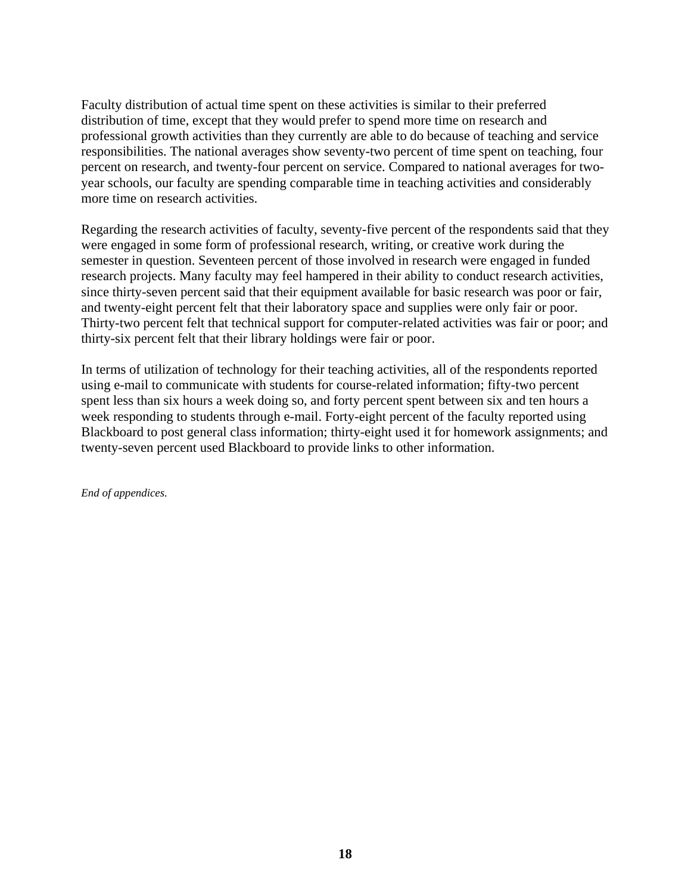Faculty distribution of actual time spent on these activities is similar to their preferred distribution of time, except that they would prefer to spend more time on research and professional growth activities than they currently are able to do because of teaching and service responsibilities. The national averages show seventy-two percent of time spent on teaching, four percent on research, and twenty-four percent on service. Compared to national averages for two-year schools, our faculty are spending comparable time in teaching activities and considerably more time on research activities.

Regarding the research activities of faculty, seventy-five percent of the respondents said that they were engaged in some form of professional research, writing, or creative work during the semester in question. Seventeen percent of those involved in research were engaged in funded research projects. Many faculty may feel hampered in their ability to conduct research activities, since thirty-seven percent said that their equipment available for basic research was poor or fair, and twenty-eight percent felt that their laboratory space and supplies were only fair or poor. Thirty-two percent felt that technical support for computer-related activities was fair or poor; and thirty-six percent felt that their library holdings were fair or poor.

In terms of utilization of technology for their teaching activities, all of the respondents reported using e-mail to communicate with students for course-related information; fifty-two percent spent less than six hours a week doing so, and forty percent spent between six and ten hours a week responding to students through e-mail. Forty-eight percent of the faculty reported using Blackboard to post general class information; thirty-eight used it for homework assignments; and twenty-seven percent used Blackboard to provide links to other information.

*End of appendices.*